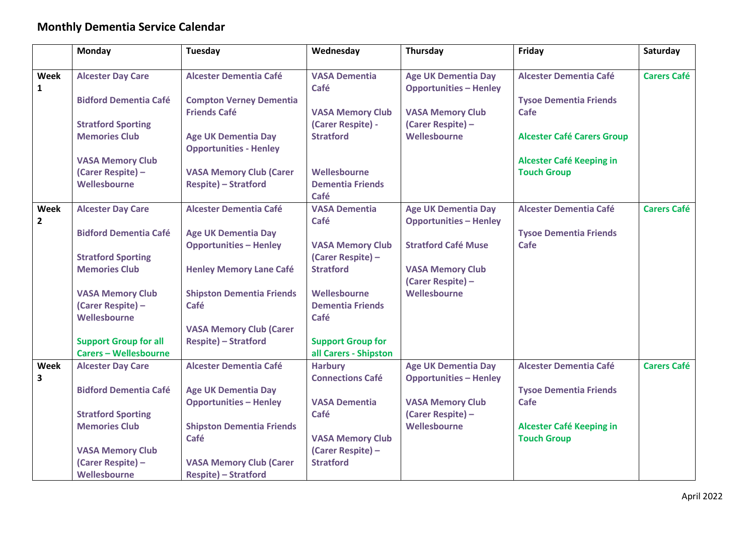# Monthly Dementia Service Calendar

| | Monday | Tuesday | Wednesday | Thursday | Friday | Saturday |
|---|---|---|---|---|---|---|
| **Week 1** | **Alcester Day Care**<br><br>**Bidford Dementia Café**<br><br>**Stratford Sporting Memories Club**<br><br>**VASA Memory Club (Carer Respite) – Wellesbourne** | **Alcester Dementia Café**<br><br>**Compton Verney Dementia Friends Café**<br><br>**Age UK Dementia Day Opportunities - Henley**<br><br>**VASA Memory Club (Carer Respite) – Stratford** | **VASA Dementia Café**<br><br>**VASA Memory Club (Carer Respite) - Stratford**<br><br>**Wellesbourne Dementia Friends Café** | **Age UK Dementia Day Opportunities – Henley**<br><br>**VASA Memory Club (Carer Respite) – Wellesbourne** | **Alcester Dementia Café**<br><br>**Tysoe Dementia Friends Cafe**<br><br>**Alcester Café Carers Group**<br><br>**Alcester Café Keeping in Touch Group** | **Carers Café** |
| **Week 2** | **Alcester Day Care**<br><br>**Bidford Dementia Café**<br><br>**Stratford Sporting Memories Club**<br><br>**VASA Memory Club (Carer Respite) – Wellesbourne**<br><br>**Support Group for all Carers – Wellesbourne** | **Alcester Dementia Café**<br><br>**Age UK Dementia Day Opportunities – Henley**<br><br>**Henley Memory Lane Café**<br><br>**Shipston Dementia Friends Café**<br><br>**VASA Memory Club (Carer Respite) – Stratford** | **VASA Dementia Café**<br><br>**VASA Memory Club (Carer Respite) – Stratford**<br><br>**Wellesbourne Dementia Friends Café**<br><br>**Support Group for all Carers - Shipston** | **Age UK Dementia Day Opportunities – Henley**<br><br>**Stratford Café Muse**<br><br>**VASA Memory Club (Carer Respite) – Wellesbourne** | **Alcester Dementia Café**<br><br>**Tysoe Dementia Friends Cafe** | **Carers Café** |
| **Week 3** | **Alcester Day Care**<br><br>**Bidford Dementia Café**<br><br>**Stratford Sporting Memories Club**<br><br>**VASA Memory Club (Carer Respite) – Wellesbourne** | **Alcester Dementia Café**<br><br>**Age UK Dementia Day Opportunities – Henley**<br><br>**Shipston Dementia Friends Café**<br><br>**VASA Memory Club (Carer Respite) – Stratford** | **Harbury Connections Café**<br><br>**VASA Dementia Café**<br><br>**VASA Memory Club (Carer Respite) – Stratford** | **Age UK Dementia Day Opportunities – Henley**<br><br>**VASA Memory Club (Carer Respite) – Wellesbourne** | **Alcester Dementia Café**<br><br>**Tysoe Dementia Friends Cafe**<br><br>**Alcester Café Keeping in Touch Group** | **Carers Café** |

April 2022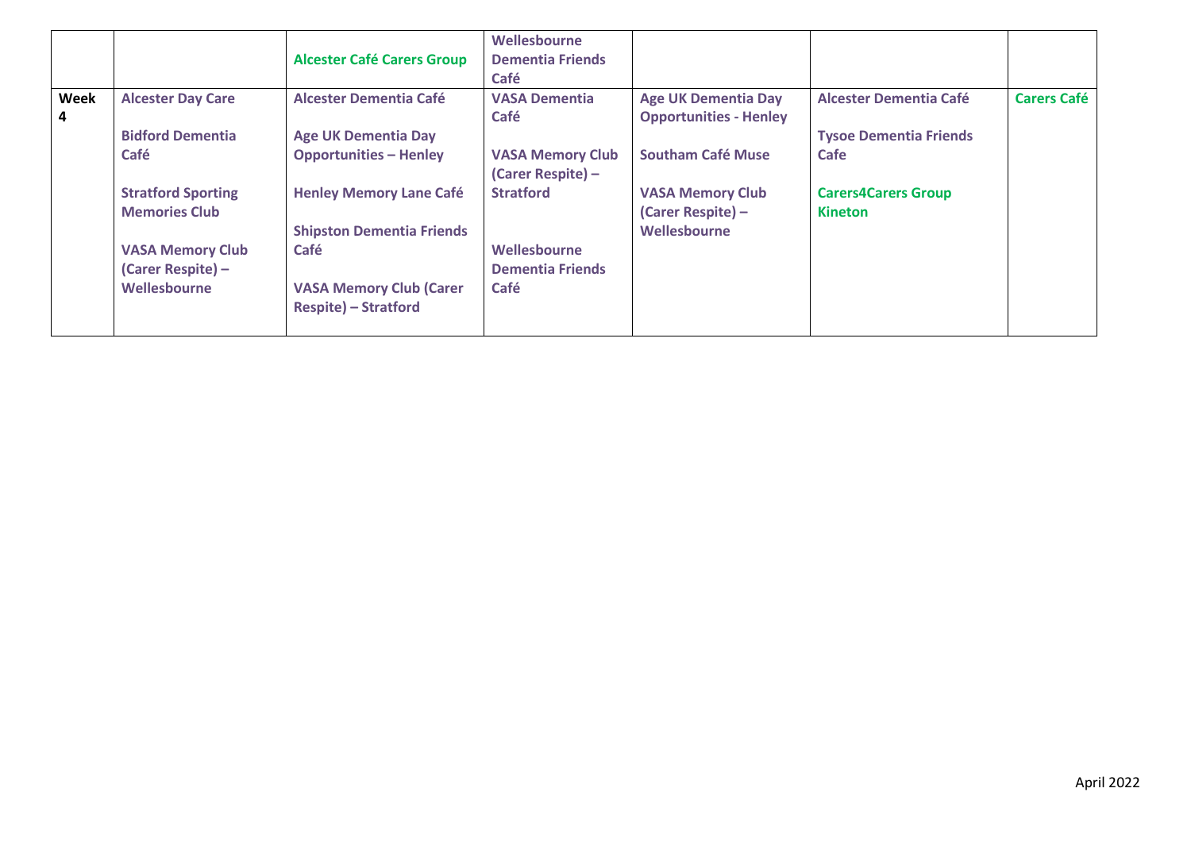| | | | | | | |
|---|---|---|---|---|---|---|
| | | Alcester Café Carers Group | Wellesbourne Dementia Friends Café | | | |
| Week 4 | Alcester Day Care<br><br>Bidford Dementia Café<br><br>Stratford Sporting Memories Club<br><br>VASA Memory Club (Carer Respite) – Wellesbourne | Alcester Dementia Café<br><br>Age UK Dementia Day Opportunities – Henley<br><br>Henley Memory Lane Café<br><br>Shipston Dementia Friends Café<br><br>VASA Memory Club (Carer Respite) – Stratford | VASA Dementia Café<br><br>VASA Memory Club (Carer Respite) – Stratford<br><br>Wellesbourne Dementia Friends Café | Age UK Dementia Day Opportunities - Henley<br><br>Southam Café Muse<br><br>VASA Memory Club (Carer Respite) – Wellesbourne | Alcester Dementia Café<br><br>Tysoe Dementia Friends Cafe<br><br>Carers4Carers Group Kineton | Carers Café |

April 2022